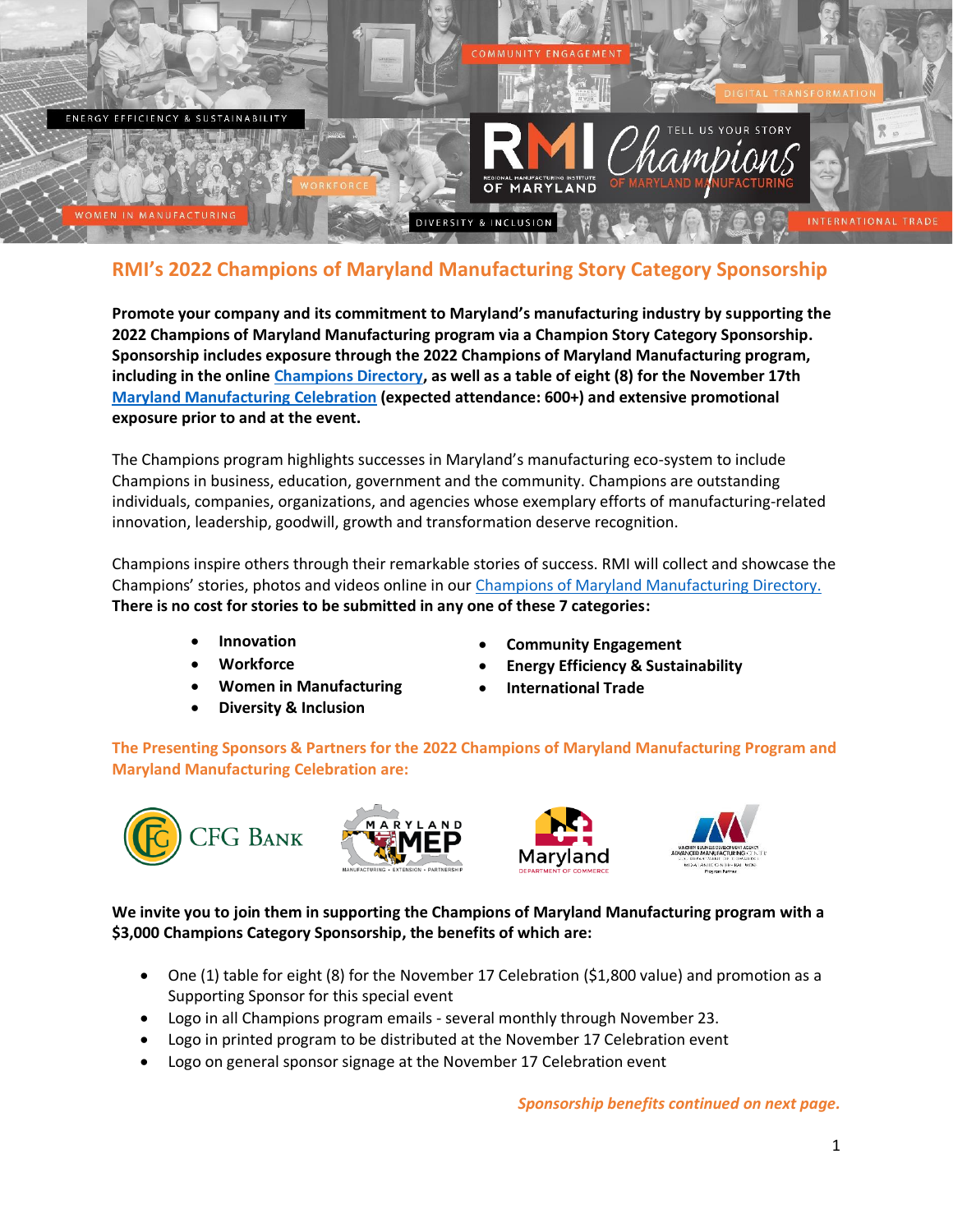## RMI's 2022 Champions of Maryland Manufacturing Story Category Sponsorship

**Promote your company and its commitment to Maryland's manufacturing industry by supporting the 2022 Champions of Maryland Manufacturing program via a Champion Story Category Sponsorship. Sponsorship includes exposure through the 2022 Champions of Maryland Manufacturing program, including in the online Champions Directory, as well as a table of eight (8) for the November 17th Maryland Manufacturing Celebration (expected attendance: 600+) and extensive promotional exposure prior to and at the event.**

The Champions program highlights successes in Maryland's manufacturing eco-system to include Champions in business, education, government and the community. Champions are outstanding individuals, companies, organizations, and agencies whose exemplary efforts of manufacturing-related innovation, leadership, goodwill, growth and transformation deserve recognition.

Champions inspire others through their remarkable stories of success. RMI will collect and showcase the Champions' stories, photos and videos online in our Champions of Maryland Manufacturing Directory. **There is no cost for stories to be submitted in any one of these 7 categories:**

- **Innovation**
- **Workforce**
- **Women in Manufacturing**
- **Diversity & Inclusion**
- **Community Engagement**
- **Energy Efficiency & Sustainability**
- **International Trade**

**The Presenting Sponsors & Partners for the 2022 Champions of Maryland Manufacturing Program and Maryland Manufacturing Celebration are:**

CFG Bank | Maryland MEP | Maryland Department of Commerce | Minority Business Development Agency Advanced Manufacturing Center

**We invite you to join them in supporting the Champions of Maryland Manufacturing program with a $3,000 Champions Category Sponsorship, the benefits of which are:**

- One (1) table for eight (8) for the November 17 Celebration ($1,800 value) and promotion as a Supporting Sponsor for this special event
- Logo in all Champions program emails - several monthly through November 23.
- Logo in printed program to be distributed at the November 17 Celebration event
- Logo on general sponsor signage at the November 17 Celebration event

***Sponsorship benefits continued on next page.***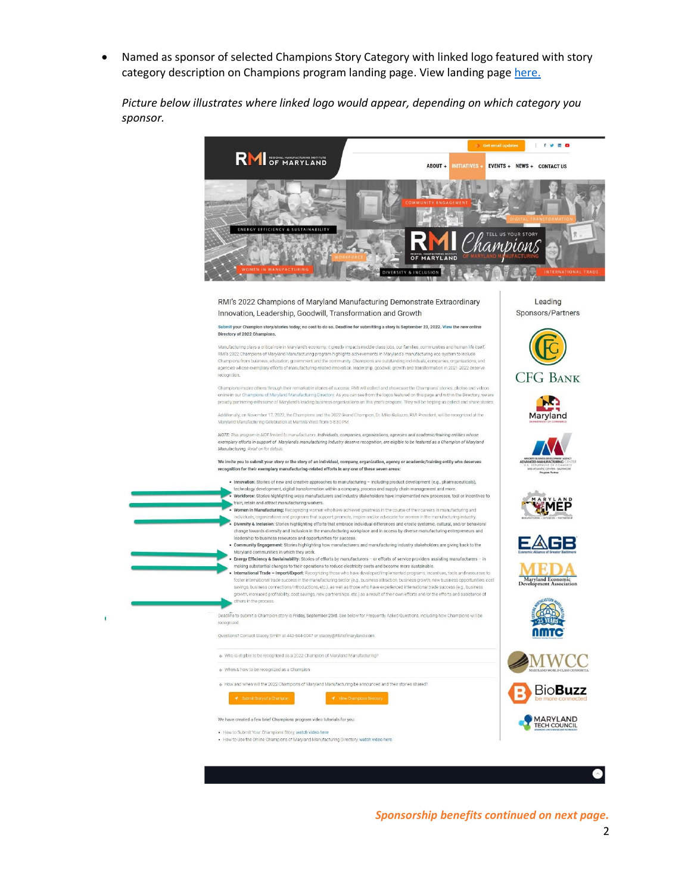- Named as sponsor of selected Champions Story Category with linked logo featured with story category description on Champions program landing page. View landing page [here.]()

  *Picture below illustrates where linked logo would appear, depending on which category you sponsor.*

***Sponsorship benefits continued on next page.***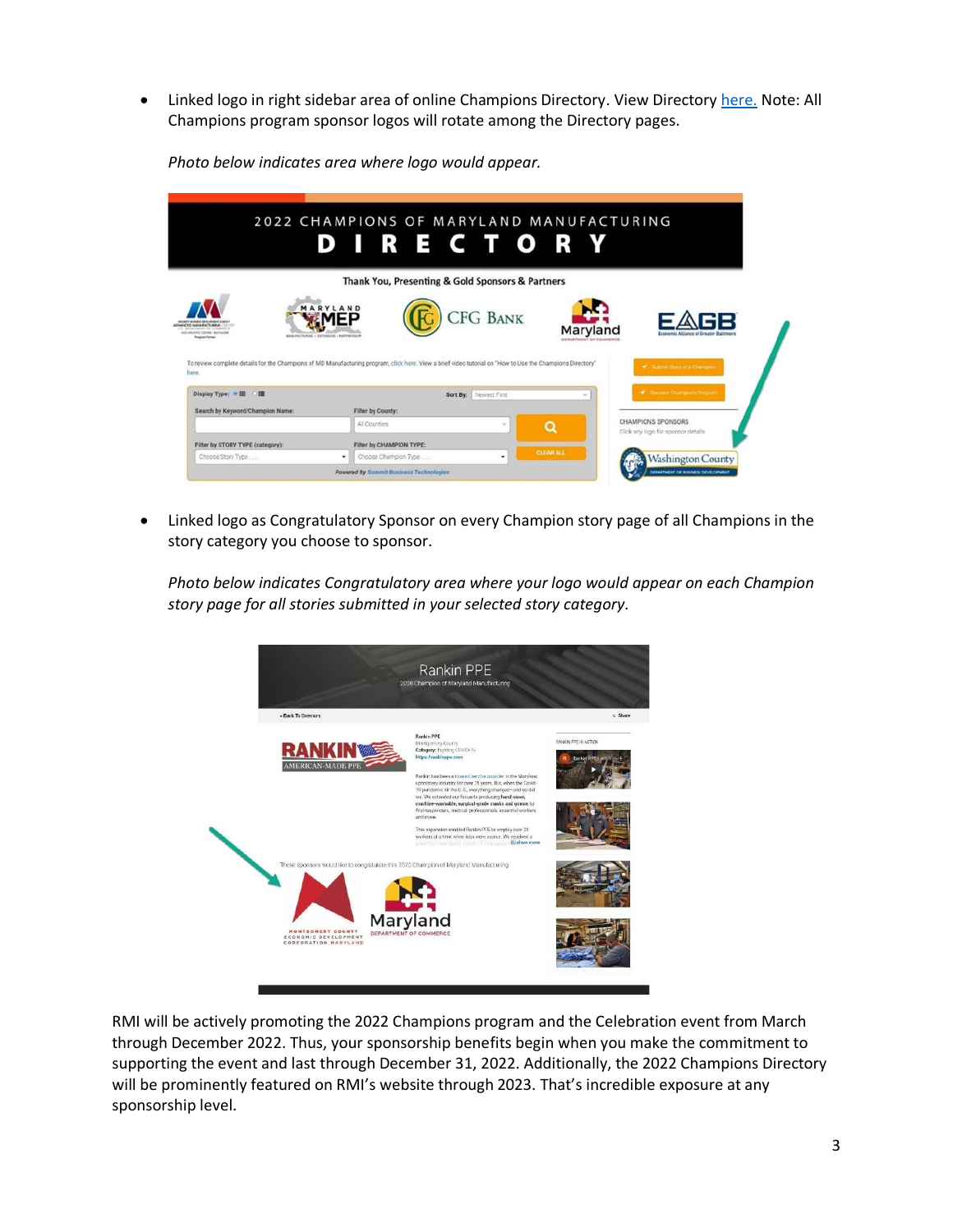- Linked logo in right sidebar area of online Champions Directory. View Directory here. Note: All Champions program sponsor logos will rotate among the Directory pages.

  *Photo below indicates area where logo would appear.*

- Linked logo as Congratulatory Sponsor on every Champion story page of all Champions in the story category you choose to sponsor.

  *Photo below indicates Congratulatory area where your logo would appear on each Champion story page for all stories submitted in your selected story category.*

RMI will be actively promoting the 2022 Champions program and the Celebration event from March through December 2022. Thus, your sponsorship benefits begin when you make the commitment to supporting the event and last through December 31, 2022. Additionally, the 2022 Champions Directory will be prominently featured on RMI's website through 2023. That's incredible exposure at any sponsorship level.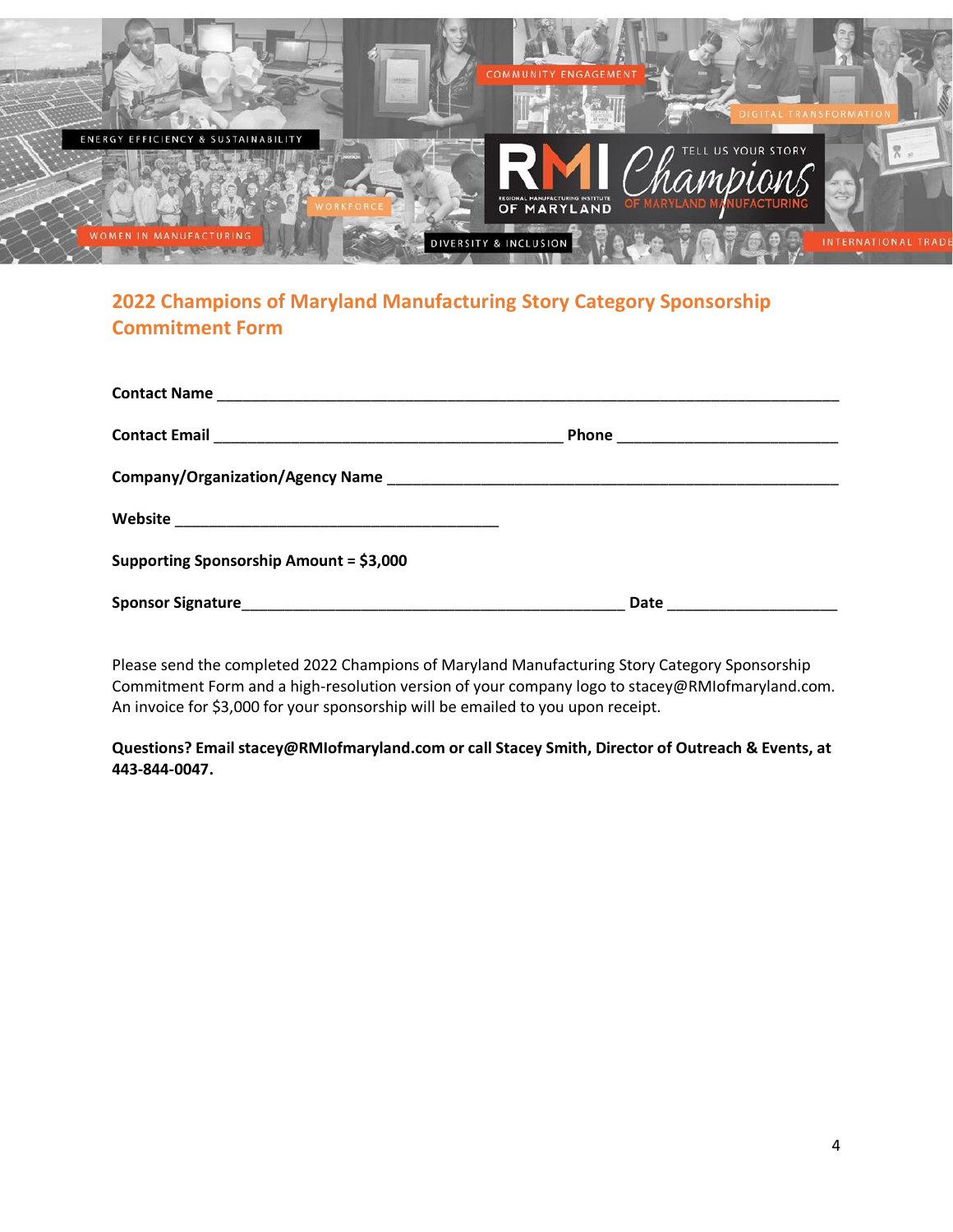## 2022 Champions of Maryland Manufacturing Story Category Sponsorship Commitment Form

**Contact Name** ___________________________________________________________________________

**Contact Email** __________________________________________ **Phone** ___________________________

**Company/Organization/Agency Name** _______________________________________________________

**Website** ________________________________________

**Supporting Sponsorship Amount = $3,000**

**Sponsor Signature**_______________________________________________ **Date** ____________________

Please send the completed 2022 Champions of Maryland Manufacturing Story Category Sponsorship Commitment Form and a high-resolution version of your company logo to stacey@RMIofmaryland.com. An invoice for $3,000 for your sponsorship will be emailed to you upon receipt.

**Questions? Email stacey@RMIofmaryland.com or call Stacey Smith, Director of Outreach & Events, at 443-844-0047.**